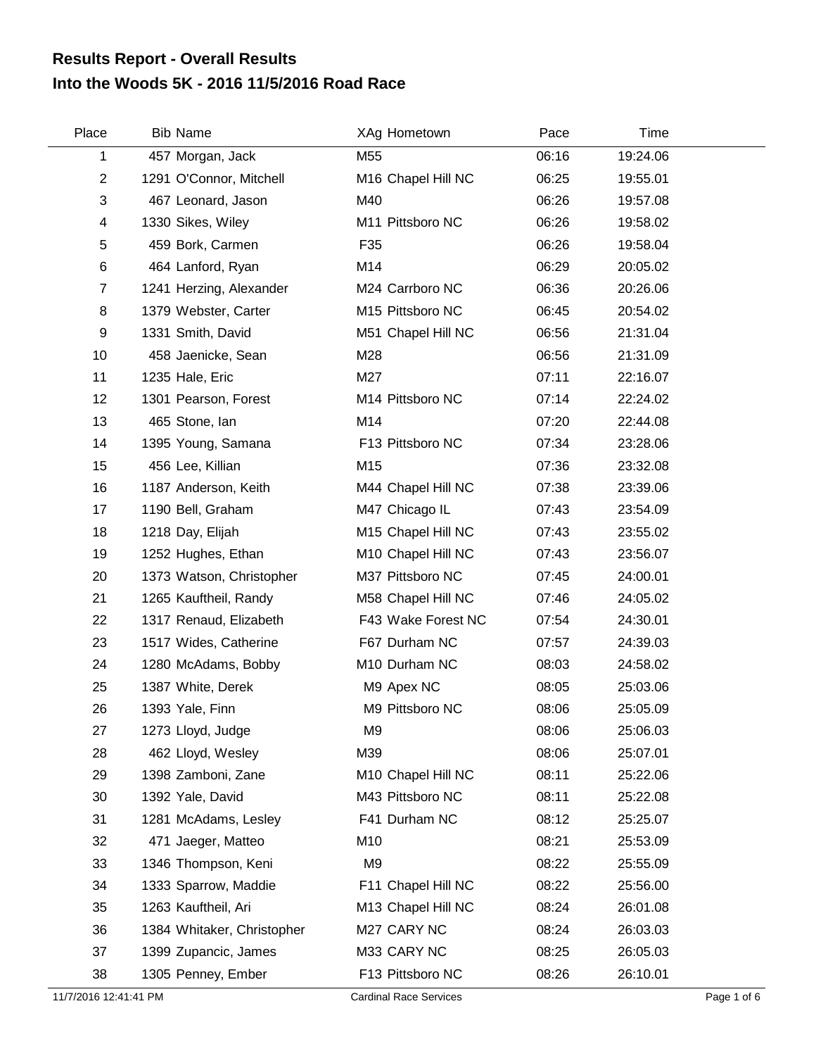# Results Report - Overall Results

# Into the Woods 5K - 2016 11/5/2016 Road Race

| Place | Bib | Name | XAg | Hometown | Pace | Time |
|---|---|---|---|---|---|---|
| 1 | 457 | Morgan, Jack | M55 | | 06:16 | 19:24.06 |
| 2 | 1291 | O'Connor, Mitchell | M16 | Chapel Hill NC | 06:25 | 19:55.01 |
| 3 | 467 | Leonard, Jason | M40 | | 06:26 | 19:57.08 |
| 4 | 1330 | Sikes, Wiley | M11 | Pittsboro NC | 06:26 | 19:58.02 |
| 5 | 459 | Bork, Carmen | F35 | | 06:26 | 19:58.04 |
| 6 | 464 | Lanford, Ryan | M14 | | 06:29 | 20:05.02 |
| 7 | 1241 | Herzing, Alexander | M24 | Carrboro NC | 06:36 | 20:26.06 |
| 8 | 1379 | Webster, Carter | M15 | Pittsboro NC | 06:45 | 20:54.02 |
| 9 | 1331 | Smith, David | M51 | Chapel Hill NC | 06:56 | 21:31.04 |
| 10 | 458 | Jaenicke, Sean | M28 | | 06:56 | 21:31.09 |
| 11 | 1235 | Hale, Eric | M27 | | 07:11 | 22:16.07 |
| 12 | 1301 | Pearson, Forest | M14 | Pittsboro NC | 07:14 | 22:24.02 |
| 13 | 465 | Stone, Ian | M14 | | 07:20 | 22:44.08 |
| 14 | 1395 | Young, Samana | F13 | Pittsboro NC | 07:34 | 23:28.06 |
| 15 | 456 | Lee, Killian | M15 | | 07:36 | 23:32.08 |
| 16 | 1187 | Anderson, Keith | M44 | Chapel Hill NC | 07:38 | 23:39.06 |
| 17 | 1190 | Bell, Graham | M47 | Chicago IL | 07:43 | 23:54.09 |
| 18 | 1218 | Day, Elijah | M15 | Chapel Hill NC | 07:43 | 23:55.02 |
| 19 | 1252 | Hughes, Ethan | M10 | Chapel Hill NC | 07:43 | 23:56.07 |
| 20 | 1373 | Watson, Christopher | M37 | Pittsboro NC | 07:45 | 24:00.01 |
| 21 | 1265 | Kauftheil, Randy | M58 | Chapel Hill NC | 07:46 | 24:05.02 |
| 22 | 1317 | Renaud, Elizabeth | F43 | Wake Forest NC | 07:54 | 24:30.01 |
| 23 | 1517 | Wides, Catherine | F67 | Durham NC | 07:57 | 24:39.03 |
| 24 | 1280 | McAdams, Bobby | M10 | Durham NC | 08:03 | 24:58.02 |
| 25 | 1387 | White, Derek | M9 | Apex NC | 08:05 | 25:03.06 |
| 26 | 1393 | Yale, Finn | M9 | Pittsboro NC | 08:06 | 25:05.09 |
| 27 | 1273 | Lloyd, Judge | M9 | | 08:06 | 25:06.03 |
| 28 | 462 | Lloyd, Wesley | M39 | | 08:06 | 25:07.01 |
| 29 | 1398 | Zamboni, Zane | M10 | Chapel Hill NC | 08:11 | 25:22.06 |
| 30 | 1392 | Yale, David | M43 | Pittsboro NC | 08:11 | 25:22.08 |
| 31 | 1281 | McAdams, Lesley | F41 | Durham NC | 08:12 | 25:25.07 |
| 32 | 471 | Jaeger, Matteo | M10 | | 08:21 | 25:53.09 |
| 33 | 1346 | Thompson, Keni | M9 | | 08:22 | 25:55.09 |
| 34 | 1333 | Sparrow, Maddie | F11 | Chapel Hill NC | 08:22 | 25:56.00 |
| 35 | 1263 | Kauftheil, Ari | M13 | Chapel Hill NC | 08:24 | 26:01.08 |
| 36 | 1384 | Whitaker, Christopher | M27 | CARY NC | 08:24 | 26:03.03 |
| 37 | 1399 | Zupancic, James | M33 | CARY NC | 08:25 | 26:05.03 |
| 38 | 1305 | Penney, Ember | F13 | Pittsboro NC | 08:26 | 26:10.01 |

11/7/2016 12:41:41 PM Cardinal Race Services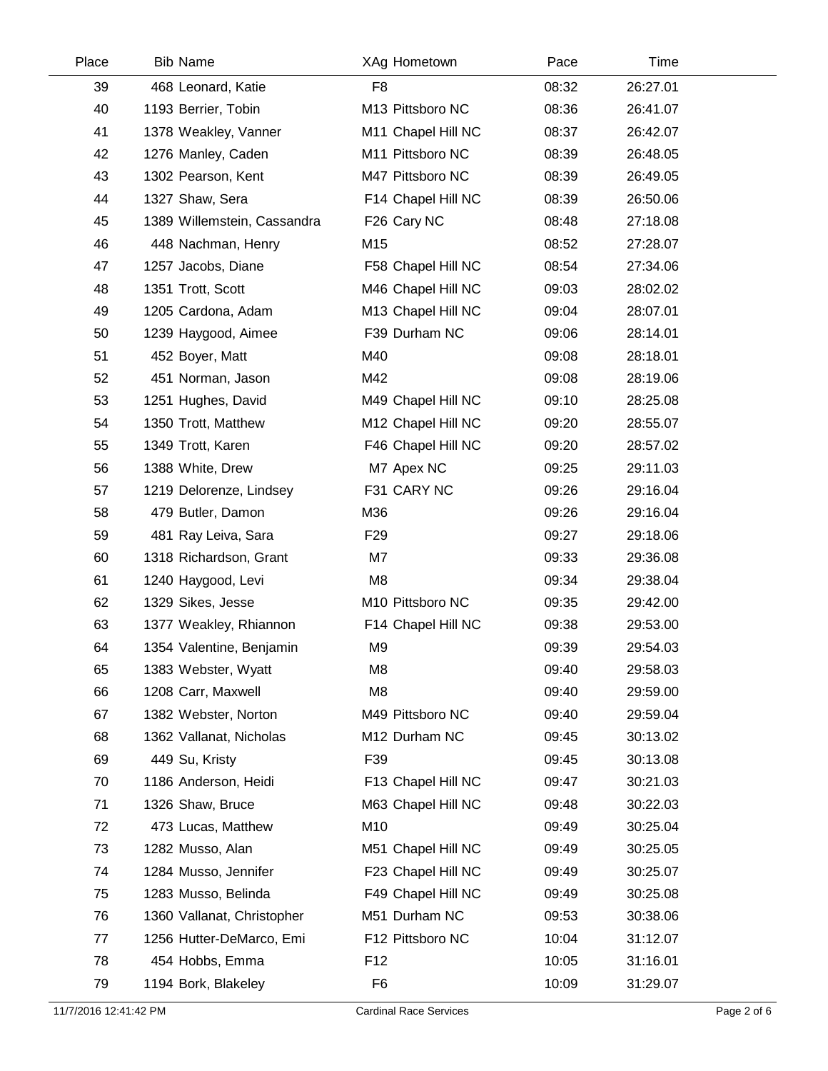| Place | Bib | Name | XAg | Hometown | Pace | Time |
|---|---|---|---|---|---|---|
| 39 | 468 | Leonard, Katie | F8 | | 08:32 | 26:27.01 |
| 40 | 1193 | Berrier, Tobin | M13 | Pittsboro NC | 08:36 | 26:41.07 |
| 41 | 1378 | Weakley, Vanner | M11 | Chapel Hill NC | 08:37 | 26:42.07 |
| 42 | 1276 | Manley, Caden | M11 | Pittsboro NC | 08:39 | 26:48.05 |
| 43 | 1302 | Pearson, Kent | M47 | Pittsboro NC | 08:39 | 26:49.05 |
| 44 | 1327 | Shaw, Sera | F14 | Chapel Hill NC | 08:39 | 26:50.06 |
| 45 | 1389 | Willemstein, Cassandra | F26 | Cary NC | 08:48 | 27:18.08 |
| 46 | 448 | Nachman, Henry | M15 | | 08:52 | 27:28.07 |
| 47 | 1257 | Jacobs, Diane | F58 | Chapel Hill NC | 08:54 | 27:34.06 |
| 48 | 1351 | Trott, Scott | M46 | Chapel Hill NC | 09:03 | 28:02.02 |
| 49 | 1205 | Cardona, Adam | M13 | Chapel Hill NC | 09:04 | 28:07.01 |
| 50 | 1239 | Haygood, Aimee | F39 | Durham NC | 09:06 | 28:14.01 |
| 51 | 452 | Boyer, Matt | M40 | | 09:08 | 28:18.01 |
| 52 | 451 | Norman, Jason | M42 | | 09:08 | 28:19.06 |
| 53 | 1251 | Hughes, David | M49 | Chapel Hill NC | 09:10 | 28:25.08 |
| 54 | 1350 | Trott, Matthew | M12 | Chapel Hill NC | 09:20 | 28:55.07 |
| 55 | 1349 | Trott, Karen | F46 | Chapel Hill NC | 09:20 | 28:57.02 |
| 56 | 1388 | White, Drew | M7 | Apex NC | 09:25 | 29:11.03 |
| 57 | 1219 | Delorenze, Lindsey | F31 | CARY NC | 09:26 | 29:16.04 |
| 58 | 479 | Butler, Damon | M36 | | 09:26 | 29:16.04 |
| 59 | 481 | Ray Leiva, Sara | F29 | | 09:27 | 29:18.06 |
| 60 | 1318 | Richardson, Grant | M7 | | 09:33 | 29:36.08 |
| 61 | 1240 | Haygood, Levi | M8 | | 09:34 | 29:38.04 |
| 62 | 1329 | Sikes, Jesse | M10 | Pittsboro NC | 09:35 | 29:42.00 |
| 63 | 1377 | Weakley, Rhiannon | F14 | Chapel Hill NC | 09:38 | 29:53.00 |
| 64 | 1354 | Valentine, Benjamin | M9 | | 09:39 | 29:54.03 |
| 65 | 1383 | Webster, Wyatt | M8 | | 09:40 | 29:58.03 |
| 66 | 1208 | Carr, Maxwell | M8 | | 09:40 | 29:59.00 |
| 67 | 1382 | Webster, Norton | M49 | Pittsboro NC | 09:40 | 29:59.04 |
| 68 | 1362 | Vallanat, Nicholas | M12 | Durham NC | 09:45 | 30:13.02 |
| 69 | 449 | Su, Kristy | F39 | | 09:45 | 30:13.08 |
| 70 | 1186 | Anderson, Heidi | F13 | Chapel Hill NC | 09:47 | 30:21.03 |
| 71 | 1326 | Shaw, Bruce | M63 | Chapel Hill NC | 09:48 | 30:22.03 |
| 72 | 473 | Lucas, Matthew | M10 | | 09:49 | 30:25.04 |
| 73 | 1282 | Musso, Alan | M51 | Chapel Hill NC | 09:49 | 30:25.05 |
| 74 | 1284 | Musso, Jennifer | F23 | Chapel Hill NC | 09:49 | 30:25.07 |
| 75 | 1283 | Musso, Belinda | F49 | Chapel Hill NC | 09:49 | 30:25.08 |
| 76 | 1360 | Vallanat, Christopher | M51 | Durham NC | 09:53 | 30:38.06 |
| 77 | 1256 | Hutter-DeMarco, Emi | F12 | Pittsboro NC | 10:04 | 31:12.07 |
| 78 | 454 | Hobbs, Emma | F12 | | 10:05 | 31:16.01 |
| 79 | 1194 | Bork, Blakeley | F6 | | 10:09 | 31:29.07 |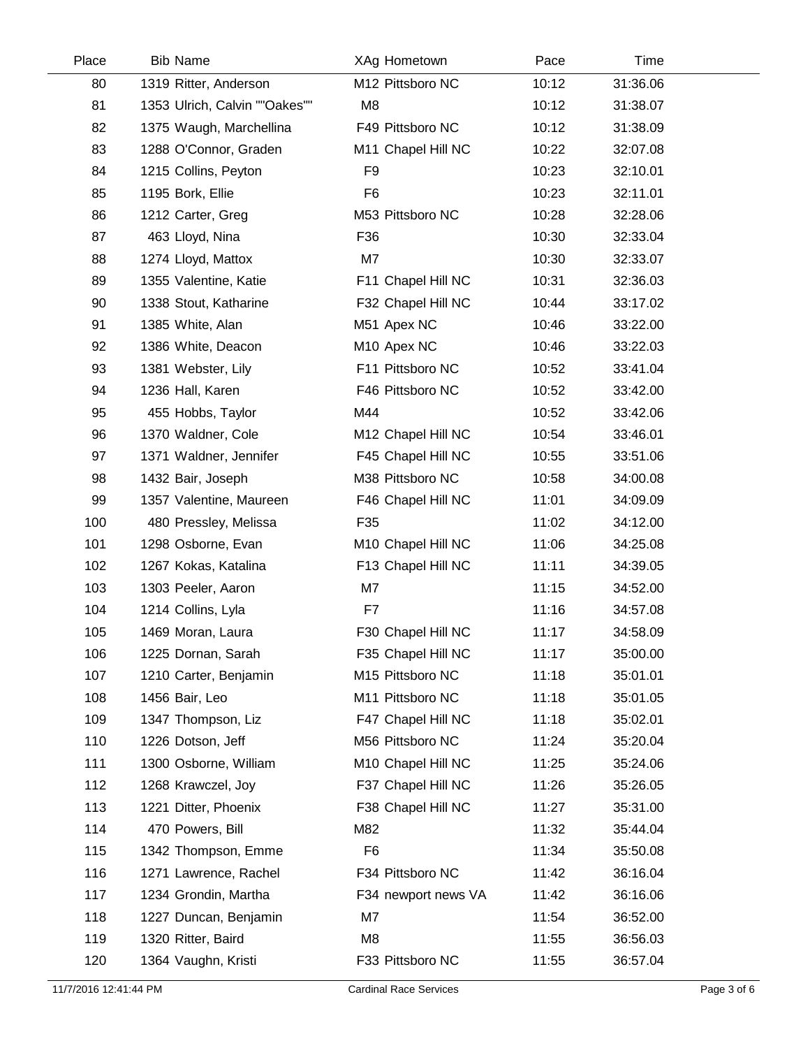| Place | Bib | Name | XAg | Hometown | Pace | Time |
|---|---|---|---|---|---|---|
| 80 | 1319 | Ritter, Anderson | M12 | Pittsboro NC | 10:12 | 31:36.06 |
| 81 | 1353 | Ulrich, Calvin ""Oakes"" | M8 | | 10:12 | 31:38.07 |
| 82 | 1375 | Waugh, Marchellina | F49 | Pittsboro NC | 10:12 | 31:38.09 |
| 83 | 1288 | O'Connor, Graden | M11 | Chapel Hill NC | 10:22 | 32:07.08 |
| 84 | 1215 | Collins, Peyton | F9 | | 10:23 | 32:10.01 |
| 85 | 1195 | Bork, Ellie | F6 | | 10:23 | 32:11.01 |
| 86 | 1212 | Carter, Greg | M53 | Pittsboro NC | 10:28 | 32:28.06 |
| 87 | 463 | Lloyd, Nina | F36 | | 10:30 | 32:33.04 |
| 88 | 1274 | Lloyd, Mattox | M7 | | 10:30 | 32:33.07 |
| 89 | 1355 | Valentine, Katie | F11 | Chapel Hill NC | 10:31 | 32:36.03 |
| 90 | 1338 | Stout, Katharine | F32 | Chapel Hill NC | 10:44 | 33:17.02 |
| 91 | 1385 | White, Alan | M51 | Apex NC | 10:46 | 33:22.00 |
| 92 | 1386 | White, Deacon | M10 | Apex NC | 10:46 | 33:22.03 |
| 93 | 1381 | Webster, Lily | F11 | Pittsboro NC | 10:52 | 33:41.04 |
| 94 | 1236 | Hall, Karen | F46 | Pittsboro NC | 10:52 | 33:42.00 |
| 95 | 455 | Hobbs, Taylor | M44 | | 10:52 | 33:42.06 |
| 96 | 1370 | Waldner, Cole | M12 | Chapel Hill NC | 10:54 | 33:46.01 |
| 97 | 1371 | Waldner, Jennifer | F45 | Chapel Hill NC | 10:55 | 33:51.06 |
| 98 | 1432 | Bair, Joseph | M38 | Pittsboro NC | 10:58 | 34:00.08 |
| 99 | 1357 | Valentine, Maureen | F46 | Chapel Hill NC | 11:01 | 34:09.09 |
| 100 | 480 | Pressley, Melissa | F35 | | 11:02 | 34:12.00 |
| 101 | 1298 | Osborne, Evan | M10 | Chapel Hill NC | 11:06 | 34:25.08 |
| 102 | 1267 | Kokas, Katalina | F13 | Chapel Hill NC | 11:11 | 34:39.05 |
| 103 | 1303 | Peeler, Aaron | M7 | | 11:15 | 34:52.00 |
| 104 | 1214 | Collins, Lyla | F7 | | 11:16 | 34:57.08 |
| 105 | 1469 | Moran, Laura | F30 | Chapel Hill NC | 11:17 | 34:58.09 |
| 106 | 1225 | Dornan, Sarah | F35 | Chapel Hill NC | 11:17 | 35:00.00 |
| 107 | 1210 | Carter, Benjamin | M15 | Pittsboro NC | 11:18 | 35:01.01 |
| 108 | 1456 | Bair, Leo | M11 | Pittsboro NC | 11:18 | 35:01.05 |
| 109 | 1347 | Thompson, Liz | F47 | Chapel Hill NC | 11:18 | 35:02.01 |
| 110 | 1226 | Dotson, Jeff | M56 | Pittsboro NC | 11:24 | 35:20.04 |
| 111 | 1300 | Osborne, William | M10 | Chapel Hill NC | 11:25 | 35:24.06 |
| 112 | 1268 | Krawczel, Joy | F37 | Chapel Hill NC | 11:26 | 35:26.05 |
| 113 | 1221 | Ditter, Phoenix | F38 | Chapel Hill NC | 11:27 | 35:31.00 |
| 114 | 470 | Powers, Bill | M82 | | 11:32 | 35:44.04 |
| 115 | 1342 | Thompson, Emme | F6 | | 11:34 | 35:50.08 |
| 116 | 1271 | Lawrence, Rachel | F34 | Pittsboro NC | 11:42 | 36:16.04 |
| 117 | 1234 | Grondin, Martha | F34 | newport news VA | 11:42 | 36:16.06 |
| 118 | 1227 | Duncan, Benjamin | M7 | | 11:54 | 36:52.00 |
| 119 | 1320 | Ritter, Baird | M8 | | 11:55 | 36:56.03 |
| 120 | 1364 | Vaughn, Kristi | F33 | Pittsboro NC | 11:55 | 36:57.04 |

11/7/2016 12:41:44 PM — Cardinal Race Services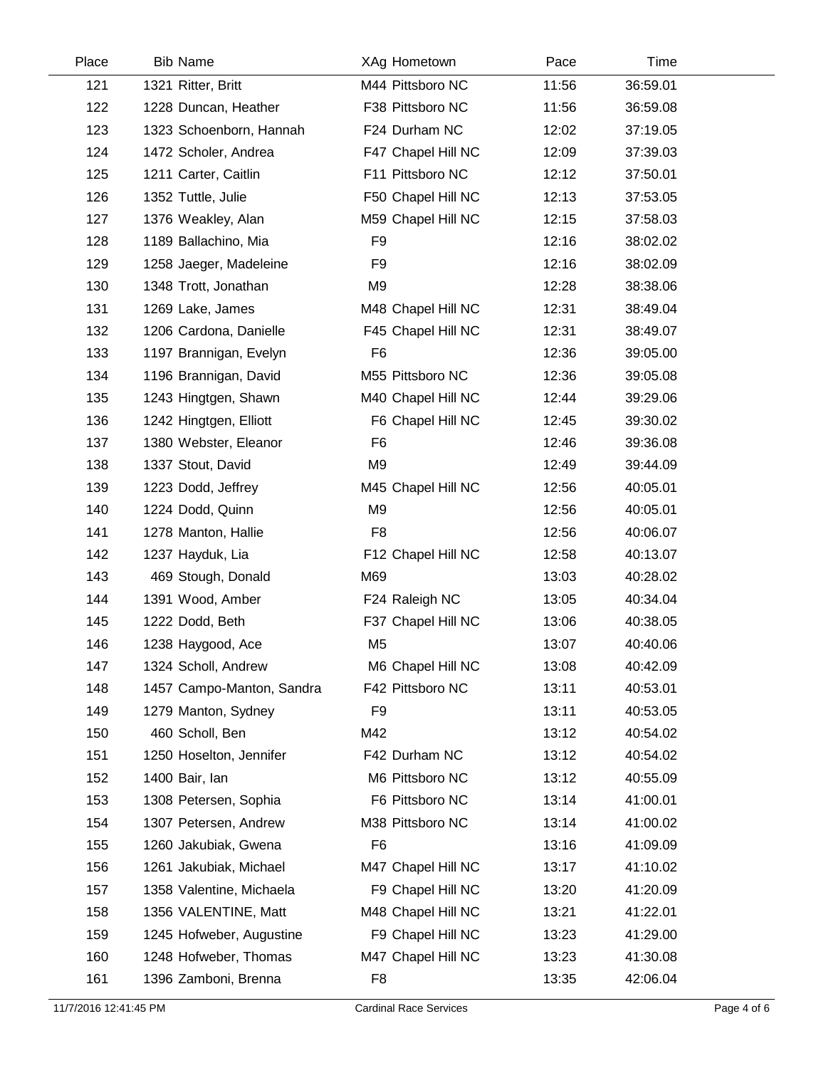| Place | Bib | Name | XAg | Hometown | Pace | Time |
|---|---|---|---|---|---|---|
| 121 | 1321 | Ritter, Britt | M44 | Pittsboro NC | 11:56 | 36:59.01 |
| 122 | 1228 | Duncan, Heather | F38 | Pittsboro NC | 11:56 | 36:59.08 |
| 123 | 1323 | Schoenborn, Hannah | F24 | Durham NC | 12:02 | 37:19.05 |
| 124 | 1472 | Scholer, Andrea | F47 | Chapel Hill NC | 12:09 | 37:39.03 |
| 125 | 1211 | Carter, Caitlin | F11 | Pittsboro NC | 12:12 | 37:50.01 |
| 126 | 1352 | Tuttle, Julie | F50 | Chapel Hill NC | 12:13 | 37:53.05 |
| 127 | 1376 | Weakley, Alan | M59 | Chapel Hill NC | 12:15 | 37:58.03 |
| 128 | 1189 | Ballachino, Mia | F9 | | 12:16 | 38:02.02 |
| 129 | 1258 | Jaeger, Madeleine | F9 | | 12:16 | 38:02.09 |
| 130 | 1348 | Trott, Jonathan | M9 | | 12:28 | 38:38.06 |
| 131 | 1269 | Lake, James | M48 | Chapel Hill NC | 12:31 | 38:49.04 |
| 132 | 1206 | Cardona, Danielle | F45 | Chapel Hill NC | 12:31 | 38:49.07 |
| 133 | 1197 | Brannigan, Evelyn | F6 | | 12:36 | 39:05.00 |
| 134 | 1196 | Brannigan, David | M55 | Pittsboro NC | 12:36 | 39:05.08 |
| 135 | 1243 | Hingtgen, Shawn | M40 | Chapel Hill NC | 12:44 | 39:29.06 |
| 136 | 1242 | Hingtgen, Elliott | F6 | Chapel Hill NC | 12:45 | 39:30.02 |
| 137 | 1380 | Webster, Eleanor | F6 | | 12:46 | 39:36.08 |
| 138 | 1337 | Stout, David | M9 | | 12:49 | 39:44.09 |
| 139 | 1223 | Dodd, Jeffrey | M45 | Chapel Hill NC | 12:56 | 40:05.01 |
| 140 | 1224 | Dodd, Quinn | M9 | | 12:56 | 40:05.01 |
| 141 | 1278 | Manton, Hallie | F8 | | 12:56 | 40:06.07 |
| 142 | 1237 | Hayduk, Lia | F12 | Chapel Hill NC | 12:58 | 40:13.07 |
| 143 | 469 | Stough, Donald | M69 | | 13:03 | 40:28.02 |
| 144 | 1391 | Wood, Amber | F24 | Raleigh NC | 13:05 | 40:34.04 |
| 145 | 1222 | Dodd, Beth | F37 | Chapel Hill NC | 13:06 | 40:38.05 |
| 146 | 1238 | Haygood, Ace | M5 | | 13:07 | 40:40.06 |
| 147 | 1324 | Scholl, Andrew | M6 | Chapel Hill NC | 13:08 | 40:42.09 |
| 148 | 1457 | Campo-Manton, Sandra | F42 | Pittsboro NC | 13:11 | 40:53.01 |
| 149 | 1279 | Manton, Sydney | F9 | | 13:11 | 40:53.05 |
| 150 | 460 | Scholl, Ben | M42 | | 13:12 | 40:54.02 |
| 151 | 1250 | Hoselton, Jennifer | F42 | Durham NC | 13:12 | 40:54.02 |
| 152 | 1400 | Bair, Ian | M6 | Pittsboro NC | 13:12 | 40:55.09 |
| 153 | 1308 | Petersen, Sophia | F6 | Pittsboro NC | 13:14 | 41:00.01 |
| 154 | 1307 | Petersen, Andrew | M38 | Pittsboro NC | 13:14 | 41:00.02 |
| 155 | 1260 | Jakubiak, Gwena | F6 | | 13:16 | 41:09.09 |
| 156 | 1261 | Jakubiak, Michael | M47 | Chapel Hill NC | 13:17 | 41:10.02 |
| 157 | 1358 | Valentine, Michaela | F9 | Chapel Hill NC | 13:20 | 41:20.09 |
| 158 | 1356 | VALENTINE, Matt | M48 | Chapel Hill NC | 13:21 | 41:22.01 |
| 159 | 1245 | Hofweber, Augustine | F9 | Chapel Hill NC | 13:23 | 41:29.00 |
| 160 | 1248 | Hofweber, Thomas | M47 | Chapel Hill NC | 13:23 | 41:30.08 |
| 161 | 1396 | Zamboni, Brenna | F8 | | 13:35 | 42:06.04 |

11/7/2016 12:41:45 PM — Cardinal Race Services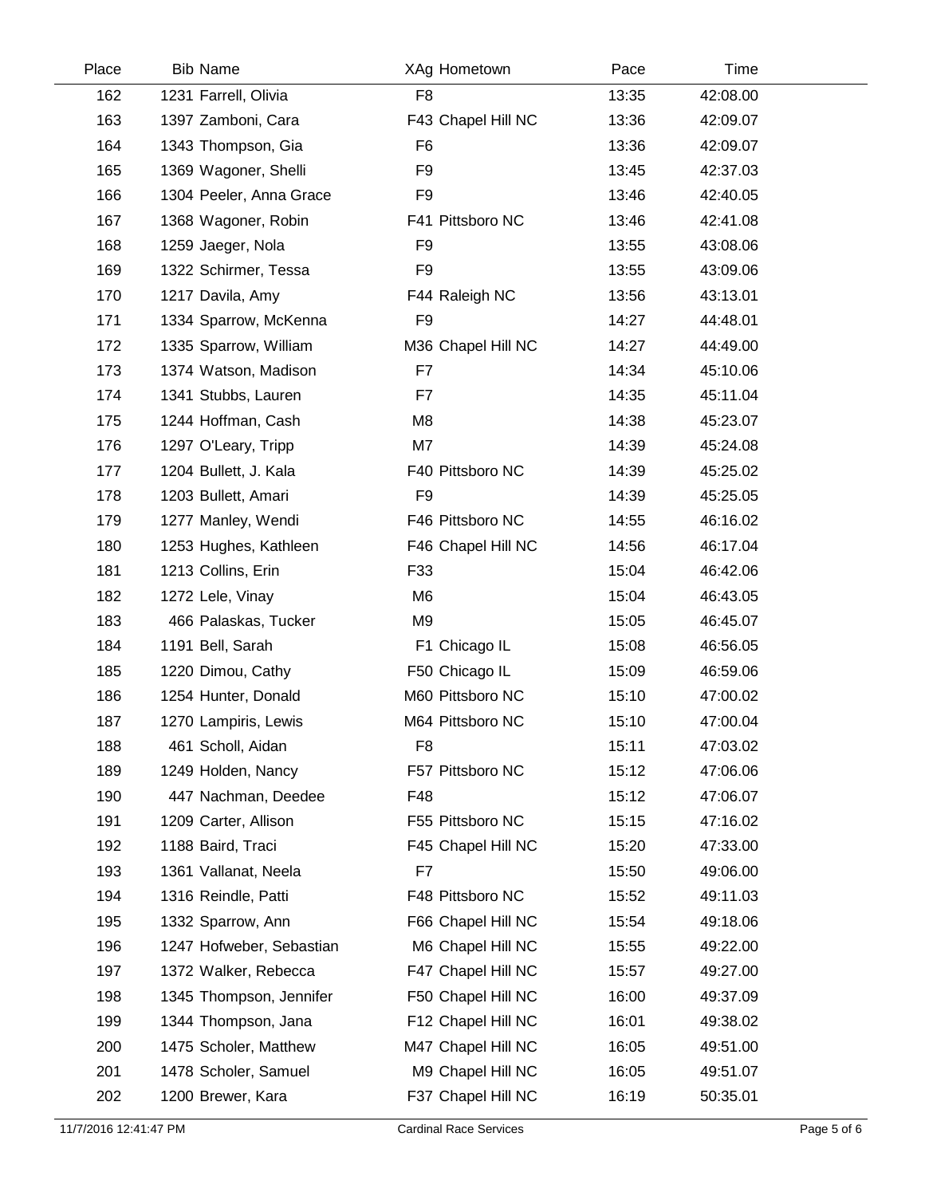| Place | Bib | Name | XAg | Hometown | Pace | Time |
|---|---|---|---|---|---|---|
| 162 | 1231 | Farrell, Olivia | F8 | | 13:35 | 42:08.00 |
| 163 | 1397 | Zamboni, Cara | F43 | Chapel Hill NC | 13:36 | 42:09.07 |
| 164 | 1343 | Thompson, Gia | F6 | | 13:36 | 42:09.07 |
| 165 | 1369 | Wagoner, Shelli | F9 | | 13:45 | 42:37.03 |
| 166 | 1304 | Peeler, Anna Grace | F9 | | 13:46 | 42:40.05 |
| 167 | 1368 | Wagoner, Robin | F41 | Pittsboro NC | 13:46 | 42:41.08 |
| 168 | 1259 | Jaeger, Nola | F9 | | 13:55 | 43:08.06 |
| 169 | 1322 | Schirmer, Tessa | F9 | | 13:55 | 43:09.06 |
| 170 | 1217 | Davila, Amy | F44 | Raleigh NC | 13:56 | 43:13.01 |
| 171 | 1334 | Sparrow, McKenna | F9 | | 14:27 | 44:48.01 |
| 172 | 1335 | Sparrow, William | M36 | Chapel Hill NC | 14:27 | 44:49.00 |
| 173 | 1374 | Watson, Madison | F7 | | 14:34 | 45:10.06 |
| 174 | 1341 | Stubbs, Lauren | F7 | | 14:35 | 45:11.04 |
| 175 | 1244 | Hoffman, Cash | M8 | | 14:38 | 45:23.07 |
| 176 | 1297 | O'Leary, Tripp | M7 | | 14:39 | 45:24.08 |
| 177 | 1204 | Bullett, J. Kala | F40 | Pittsboro NC | 14:39 | 45:25.02 |
| 178 | 1203 | Bullett, Amari | F9 | | 14:39 | 45:25.05 |
| 179 | 1277 | Manley, Wendi | F46 | Pittsboro NC | 14:55 | 46:16.02 |
| 180 | 1253 | Hughes, Kathleen | F46 | Chapel Hill NC | 14:56 | 46:17.04 |
| 181 | 1213 | Collins, Erin | F33 | | 15:04 | 46:42.06 |
| 182 | 1272 | Lele, Vinay | M6 | | 15:04 | 46:43.05 |
| 183 | 466 | Palaskas, Tucker | M9 | | 15:05 | 46:45.07 |
| 184 | 1191 | Bell, Sarah | F1 | Chicago IL | 15:08 | 46:56.05 |
| 185 | 1220 | Dimou, Cathy | F50 | Chicago IL | 15:09 | 46:59.06 |
| 186 | 1254 | Hunter, Donald | M60 | Pittsboro NC | 15:10 | 47:00.02 |
| 187 | 1270 | Lampiris, Lewis | M64 | Pittsboro NC | 15:10 | 47:00.04 |
| 188 | 461 | Scholl, Aidan | F8 | | 15:11 | 47:03.02 |
| 189 | 1249 | Holden, Nancy | F57 | Pittsboro NC | 15:12 | 47:06.06 |
| 190 | 447 | Nachman, Deedee | F48 | | 15:12 | 47:06.07 |
| 191 | 1209 | Carter, Allison | F55 | Pittsboro NC | 15:15 | 47:16.02 |
| 192 | 1188 | Baird, Traci | F45 | Chapel Hill NC | 15:20 | 47:33.00 |
| 193 | 1361 | Vallanat, Neela | F7 | | 15:50 | 49:06.00 |
| 194 | 1316 | Reindle, Patti | F48 | Pittsboro NC | 15:52 | 49:11.03 |
| 195 | 1332 | Sparrow, Ann | F66 | Chapel Hill NC | 15:54 | 49:18.06 |
| 196 | 1247 | Hofweber, Sebastian | M6 | Chapel Hill NC | 15:55 | 49:22.00 |
| 197 | 1372 | Walker, Rebecca | F47 | Chapel Hill NC | 15:57 | 49:27.00 |
| 198 | 1345 | Thompson, Jennifer | F50 | Chapel Hill NC | 16:00 | 49:37.09 |
| 199 | 1344 | Thompson, Jana | F12 | Chapel Hill NC | 16:01 | 49:38.02 |
| 200 | 1475 | Scholer, Matthew | M47 | Chapel Hill NC | 16:05 | 49:51.00 |
| 201 | 1478 | Scholer, Samuel | M9 | Chapel Hill NC | 16:05 | 49:51.07 |
| 202 | 1200 | Brewer, Kara | F37 | Chapel Hill NC | 16:19 | 50:35.01 |

11/7/2016 12:41:47 PM — Cardinal Race Services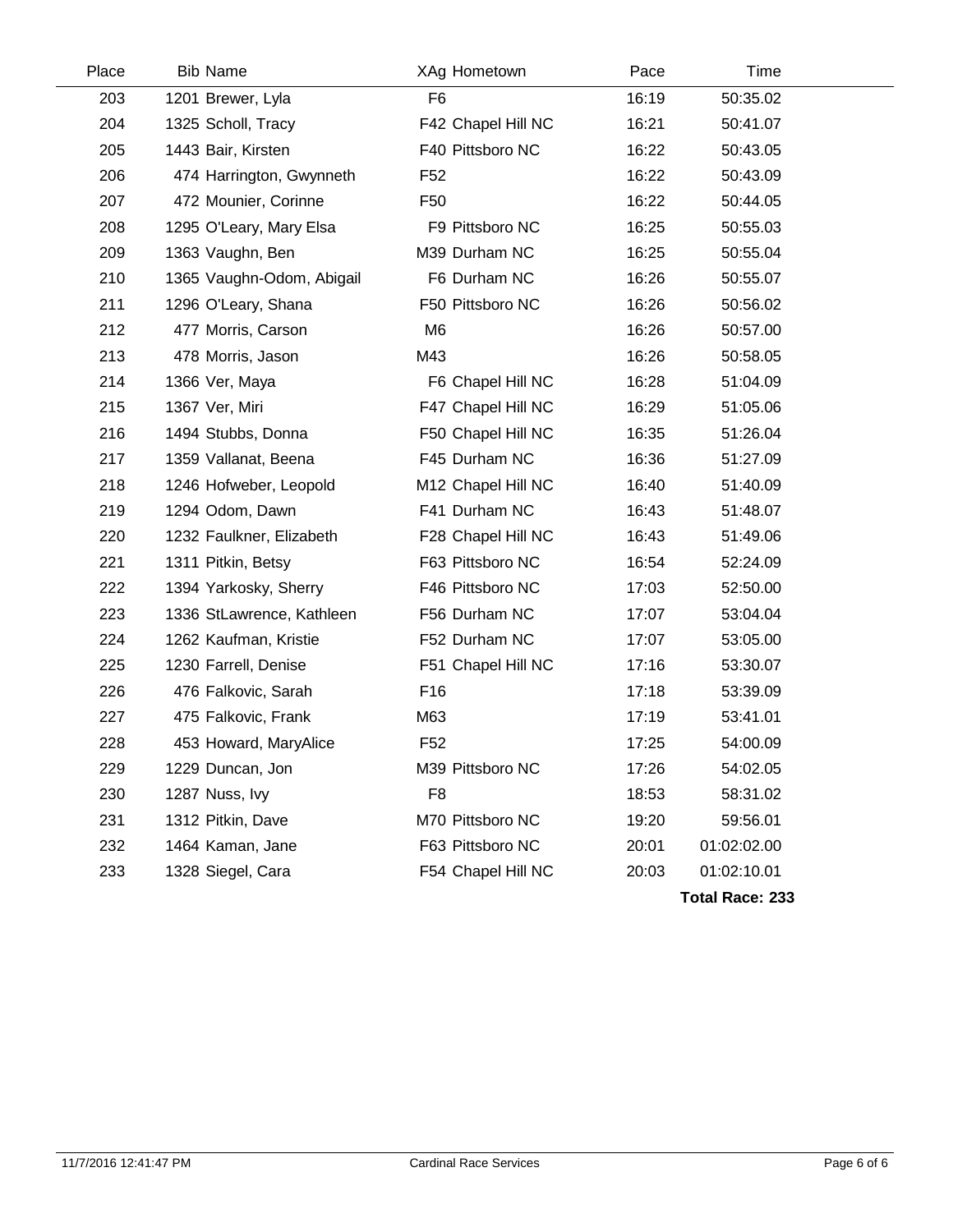| Place | Bib | Name | XAg | Hometown | Pace | Time |
|---|---|---|---|---|---|---|
| 203 | 1201 | Brewer, Lyla | F6 | | 16:19 | 50:35.02 |
| 204 | 1325 | Scholl, Tracy | F42 | Chapel Hill NC | 16:21 | 50:41.07 |
| 205 | 1443 | Bair, Kirsten | F40 | Pittsboro NC | 16:22 | 50:43.05 |
| 206 | 474 | Harrington, Gwynneth | F52 | | 16:22 | 50:43.09 |
| 207 | 472 | Mounier, Corinne | F50 | | 16:22 | 50:44.05 |
| 208 | 1295 | O'Leary, Mary Elsa | F9 | Pittsboro NC | 16:25 | 50:55.03 |
| 209 | 1363 | Vaughn, Ben | M39 | Durham NC | 16:25 | 50:55.04 |
| 210 | 1365 | Vaughn-Odom, Abigail | F6 | Durham NC | 16:26 | 50:55.07 |
| 211 | 1296 | O'Leary, Shana | F50 | Pittsboro NC | 16:26 | 50:56.02 |
| 212 | 477 | Morris, Carson | M6 | | 16:26 | 50:57.00 |
| 213 | 478 | Morris, Jason | M43 | | 16:26 | 50:58.05 |
| 214 | 1366 | Ver, Maya | F6 | Chapel Hill NC | 16:28 | 51:04.09 |
| 215 | 1367 | Ver, Miri | F47 | Chapel Hill NC | 16:29 | 51:05.06 |
| 216 | 1494 | Stubbs, Donna | F50 | Chapel Hill NC | 16:35 | 51:26.04 |
| 217 | 1359 | Vallanat, Beena | F45 | Durham NC | 16:36 | 51:27.09 |
| 218 | 1246 | Hofweber, Leopold | M12 | Chapel Hill NC | 16:40 | 51:40.09 |
| 219 | 1294 | Odom, Dawn | F41 | Durham NC | 16:43 | 51:48.07 |
| 220 | 1232 | Faulkner, Elizabeth | F28 | Chapel Hill NC | 16:43 | 51:49.06 |
| 221 | 1311 | Pitkin, Betsy | F63 | Pittsboro NC | 16:54 | 52:24.09 |
| 222 | 1394 | Yarkosky, Sherry | F46 | Pittsboro NC | 17:03 | 52:50.00 |
| 223 | 1336 | StLawrence, Kathleen | F56 | Durham NC | 17:07 | 53:04.04 |
| 224 | 1262 | Kaufman, Kristie | F52 | Durham NC | 17:07 | 53:05.00 |
| 225 | 1230 | Farrell, Denise | F51 | Chapel Hill NC | 17:16 | 53:30.07 |
| 226 | 476 | Falkovic, Sarah | F16 | | 17:18 | 53:39.09 |
| 227 | 475 | Falkovic, Frank | M63 | | 17:19 | 53:41.01 |
| 228 | 453 | Howard, MaryAlice | F52 | | 17:25 | 54:00.09 |
| 229 | 1229 | Duncan, Jon | M39 | Pittsboro NC | 17:26 | 54:02.05 |
| 230 | 1287 | Nuss, Ivy | F8 | | 18:53 | 58:31.02 |
| 231 | 1312 | Pitkin, Dave | M70 | Pittsboro NC | 19:20 | 59:56.01 |
| 232 | 1464 | Kaman, Jane | F63 | Pittsboro NC | 20:01 | 01:02:02.00 |
| 233 | 1328 | Siegel, Cara | F54 | Chapel Hill NC | 20:03 | 01:02:10.01 |

**Total Race: 233**

11/7/2016 12:41:47 PM

Cardinal Race Services